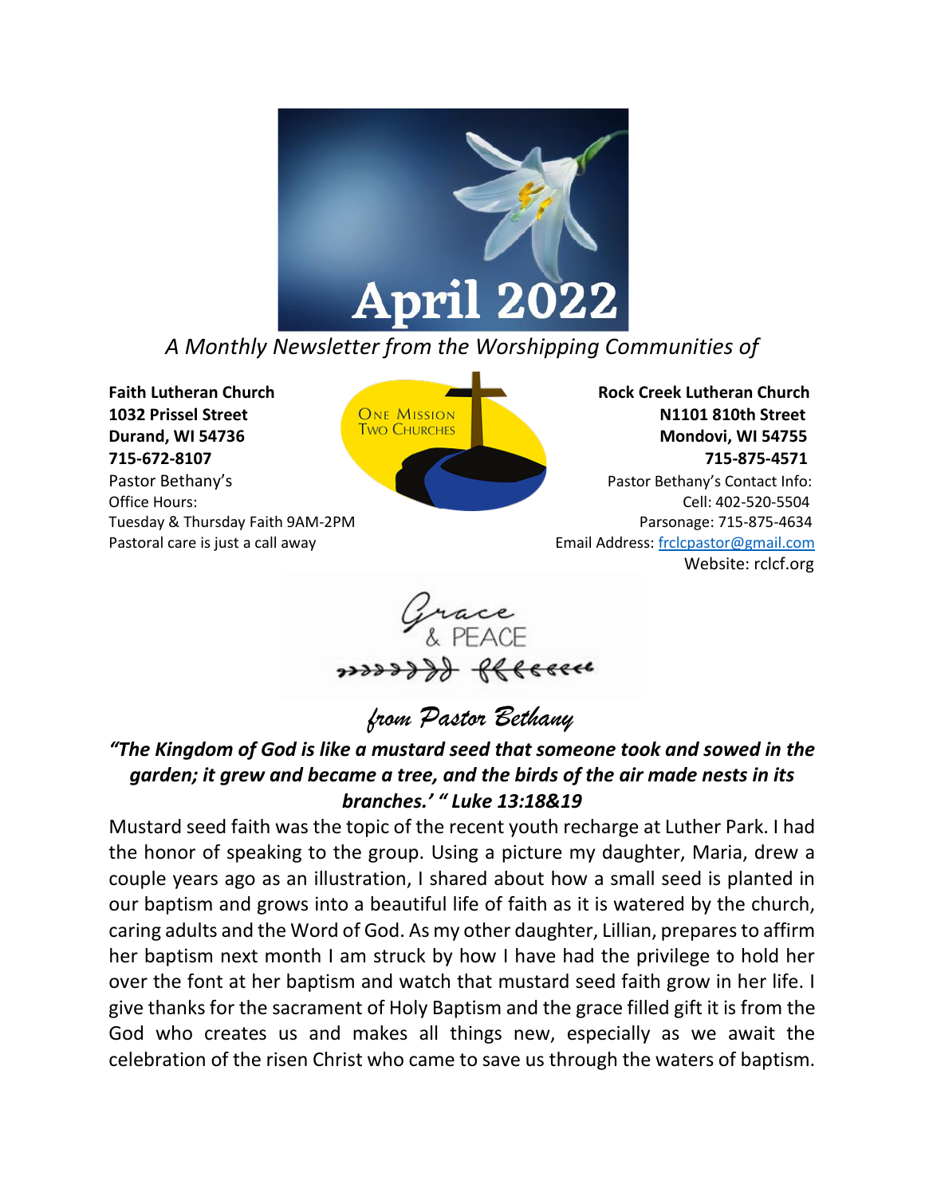# April 2022

*A Monthly Newsletter from the Worshipping Communities of*

**Faith Lutheran Church**
**1032 Prissel Street**
**Durand, WI 54736**
**715-672-8107**
Pastor Bethany's
Office Hours:
Tuesday & Thursday Faith 9AM-2PM
Pastoral care is just a call away

ONE MISSION
TWO CHURCHES

**Rock Creek Lutheran Church**
**N1101 810th Street**
**Mondovi, WI 54755**
**715-875-4571**
Pastor Bethany's Contact Info:
Cell: 402-520-5504
Parsonage: 715-875-4634
Email Address: frclcpastor@gmail.com
Website: rclcf.org

## Grace & PEACE

*from Pastor Bethany*

***"The Kingdom of God is like a mustard seed that someone took and sowed in the garden; it grew and became a tree, and the birds of the air made nests in its branches.' " Luke 13:18&19***

Mustard seed faith was the topic of the recent youth recharge at Luther Park. I had the honor of speaking to the group. Using a picture my daughter, Maria, drew a couple years ago as an illustration, I shared about how a small seed is planted in our baptism and grows into a beautiful life of faith as it is watered by the church, caring adults and the Word of God. As my other daughter, Lillian, prepares to affirm her baptism next month I am struck by how I have had the privilege to hold her over the font at her baptism and watch that mustard seed faith grow in her life. I give thanks for the sacrament of Holy Baptism and the grace filled gift it is from the God who creates us and makes all things new, especially as we await the celebration of the risen Christ who came to save us through the waters of baptism.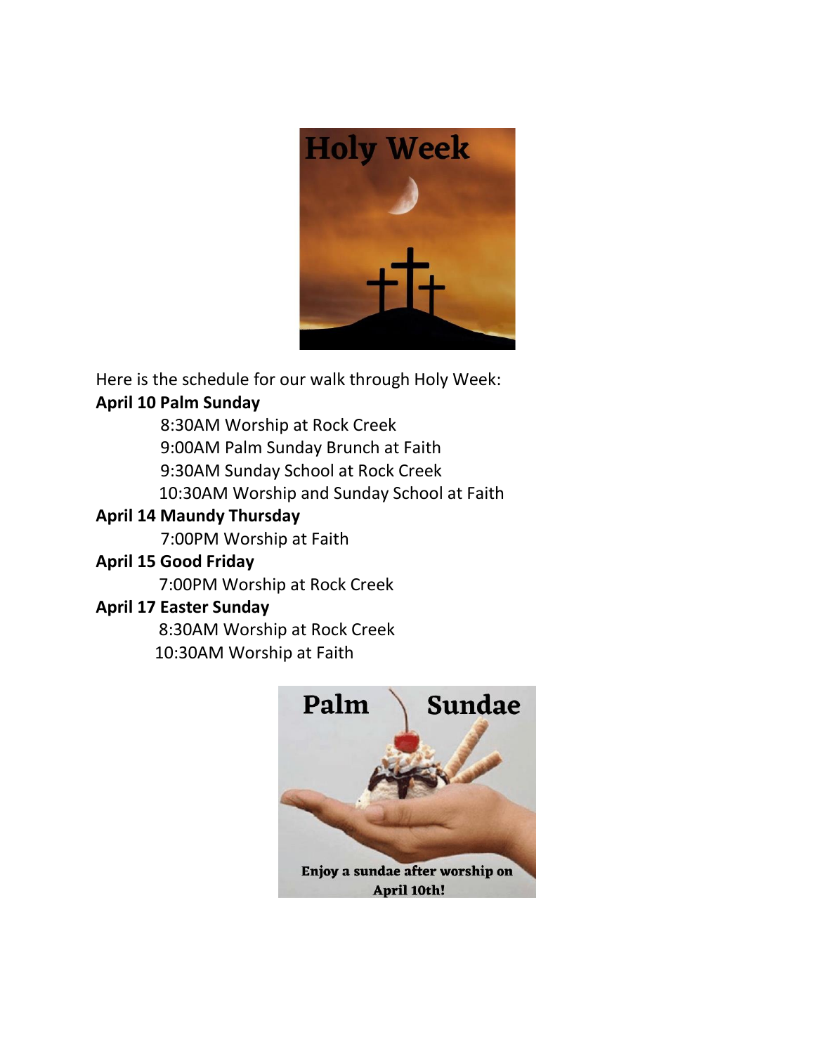Here is the schedule for our walk through Holy Week:

**April 10 Palm Sunday**

8:30AM Worship at Rock Creek
9:00AM Palm Sunday Brunch at Faith
9:30AM Sunday School at Rock Creek
10:30AM Worship and Sunday School at Faith

**April 14 Maundy Thursday**

7:00PM Worship at Faith

**April 15 Good Friday**

7:00PM Worship at Rock Creek

**April 17 Easter Sunday**

8:30AM Worship at Rock Creek
10:30AM Worship at Faith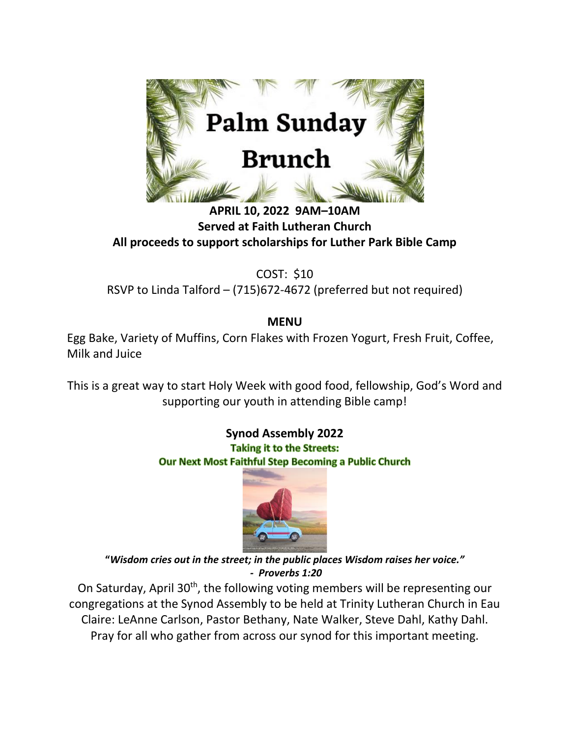# Palm Sunday Brunch

**APRIL 10, 2022 9AM–10AM**
**Served at Faith Lutheran Church**
**All proceeds to support scholarships for Luther Park Bible Camp**

COST: $10
RSVP to Linda Talford – (715)672-4672 (preferred but not required)

**MENU**

Egg Bake, Variety of Muffins, Corn Flakes with Frozen Yogurt, Fresh Fruit, Coffee, Milk and Juice

This is a great way to start Holy Week with good food, fellowship, God's Word and supporting our youth in attending Bible camp!

## Synod Assembly 2022

**Taking it to the Streets:**
**Our Next Most Faithful Step Becoming a Public Church**

***"Wisdom cries out in the street; in the public places Wisdom raises her voice."***
***- Proverbs 1:20***

On Saturday, April 30th, the following voting members will be representing our congregations at the Synod Assembly to be held at Trinity Lutheran Church in Eau Claire: LeAnne Carlson, Pastor Bethany, Nate Walker, Steve Dahl, Kathy Dahl. Pray for all who gather from across our synod for this important meeting.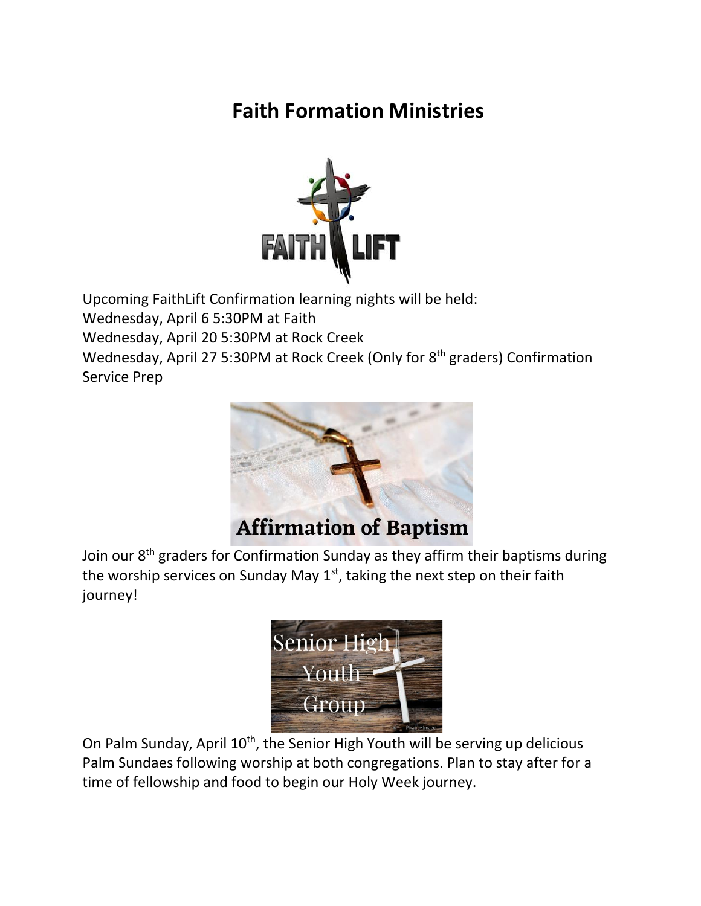# Faith Formation Ministries

Upcoming FaithLift Confirmation learning nights will be held:
Wednesday, April 6 5:30PM at Faith
Wednesday, April 20 5:30PM at Rock Creek
Wednesday, April 27 5:30PM at Rock Creek (Only for 8th graders) Confirmation Service Prep

Join our 8th graders for Confirmation Sunday as they affirm their baptisms during the worship services on Sunday May 1st, taking the next step on their faith journey!

On Palm Sunday, April 10th, the Senior High Youth will be serving up delicious Palm Sundaes following worship at both congregations. Plan to stay after for a time of fellowship and food to begin our Holy Week journey.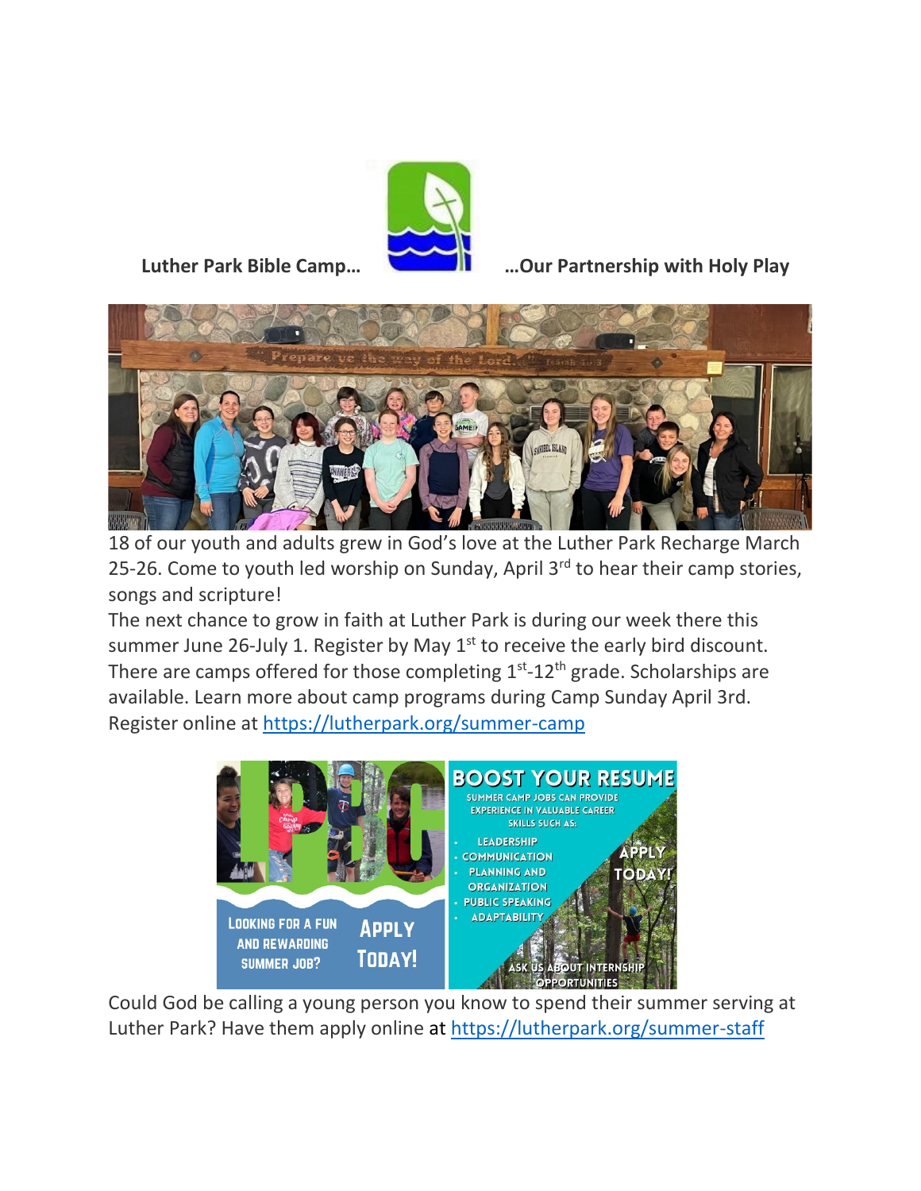**Luther Park Bible Camp… …Our Partnership with Holy Play**

18 of our youth and adults grew in God's love at the Luther Park Recharge March 25-26. Come to youth led worship on Sunday, April 3rd to hear their camp stories, songs and scripture!

The next chance to grow in faith at Luther Park is during our week there this summer June 26-July 1. Register by May 1st to receive the early bird discount. There are camps offered for those completing 1st-12th grade. Scholarships are available. Learn more about camp programs during Camp Sunday April 3rd. Register online at https://lutherpark.org/summer-camp

Could God be calling a young person you know to spend their summer serving at Luther Park? Have them apply online at https://lutherpark.org/summer-staff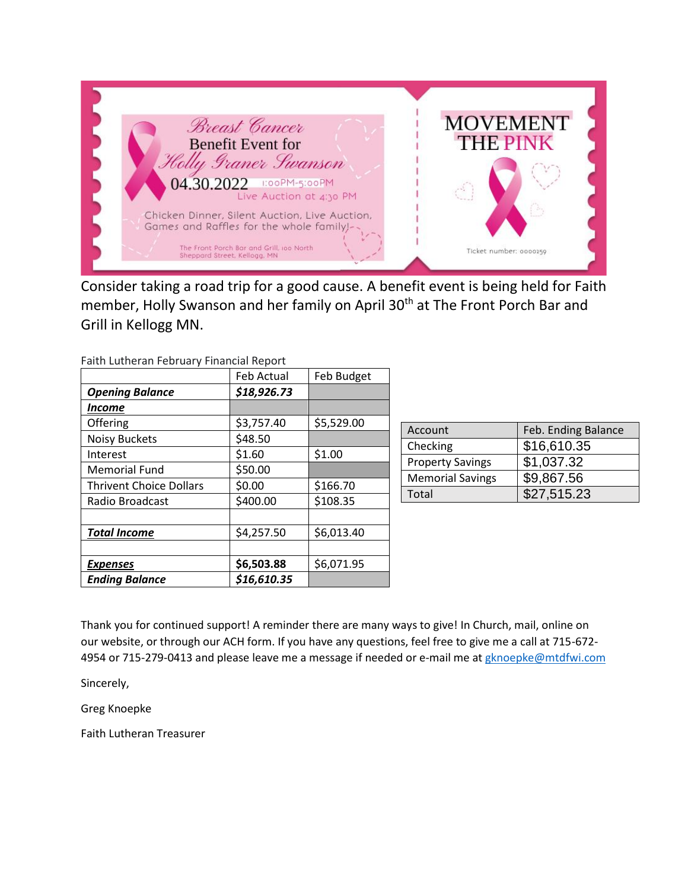Breast Cancer

Benefit Event for

Holly Graner Swanson

04.30.2022 1:00PM-5:00PM

Live Auction at 4:30 PM

Chicken Dinner, Silent Auction, Live Auction, Games and Raffles for the whole family!

The Front Porch Bar and Grill, 100 North Sheppard Street, Kellogg, MN

MOVEMENT THE PINK

Ticket number: 0000259

Consider taking a road trip for a good cause. A benefit event is being held for Faith member, Holly Swanson and her family on April 30th at The Front Porch Bar and Grill in Kellogg MN.

Faith Lutheran February Financial Report

| | Feb Actual | Feb Budget |
|---|---|---|
| ***Opening Balance*** | ***$18,926.73*** | |
| ***Income*** | | |
| Offering | $3,757.40 | $5,529.00 |
| Noisy Buckets | $48.50 | |
| Interest | $1.60 | $1.00 |
| Memorial Fund | $50.00 | |
| Thrivent Choice Dollars | $0.00 | $166.70 |
| Radio Broadcast | $400.00 | $108.35 |
| | | |
| ***Total Income*** | $4,257.50 | $6,013.40 |
| | | |
| ***Expenses*** | **$6,503.88** | $6,071.95 |
| ***Ending Balance*** | ***$16,610.35*** | |

| Account | Feb. Ending Balance |
|---|---|
| Checking | $16,610.35 |
| Property Savings | $1,037.32 |
| Memorial Savings | $9,867.56 |
| Total | $27,515.23 |

Thank you for continued support! A reminder there are many ways to give! In Church, mail, online on our website, or through our ACH form. If you have any questions, feel free to give me a call at 715-672-4954 or 715-279-0413 and please leave me a message if needed or e-mail me at gknoepke@mtdfwi.com

Sincerely,

Greg Knoepke

Faith Lutheran Treasurer